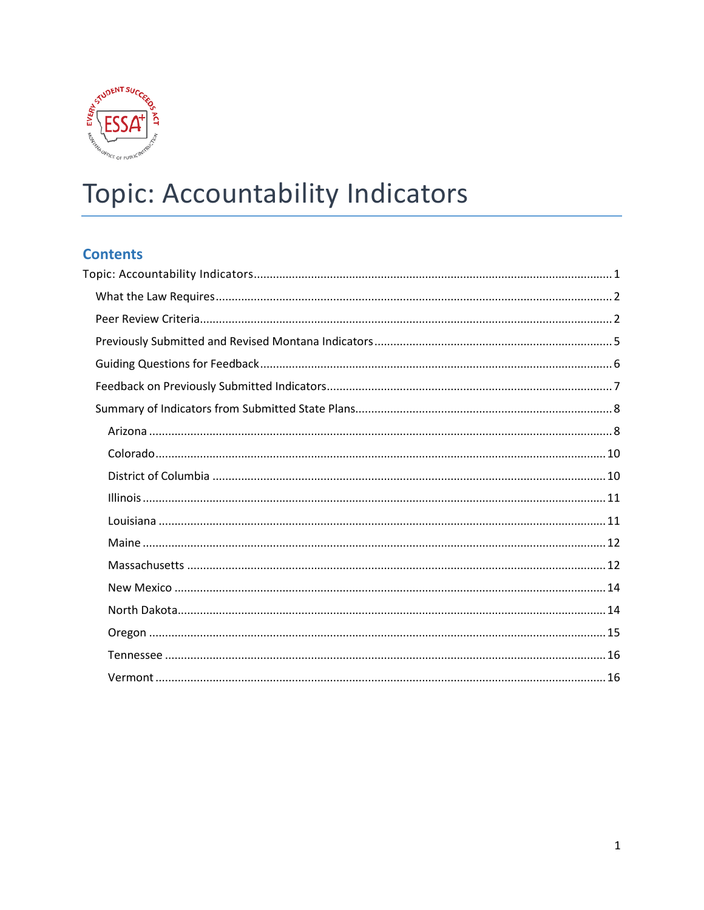# Topic: Accountability Indicators

## Contents

- Topic: Accountability Indicators ........ 1
  - What the Law Requires ........ 2
  - Peer Review Criteria ........ 2
  - Previously Submitted and Revised Montana Indicators ........ 5
  - Guiding Questions for Feedback ........ 6
  - Feedback on Previously Submitted Indicators ........ 7
  - Summary of Indicators from Submitted State Plans ........ 8
    - Arizona ........ 8
    - Colorado ........ 10
    - District of Columbia ........ 10
    - Illinois ........ 11
    - Louisiana ........ 11
    - Maine ........ 12
    - Massachusetts ........ 12
    - New Mexico ........ 14
    - North Dakota ........ 14
    - Oregon ........ 15
    - Tennessee ........ 16
    - Vermont ........ 16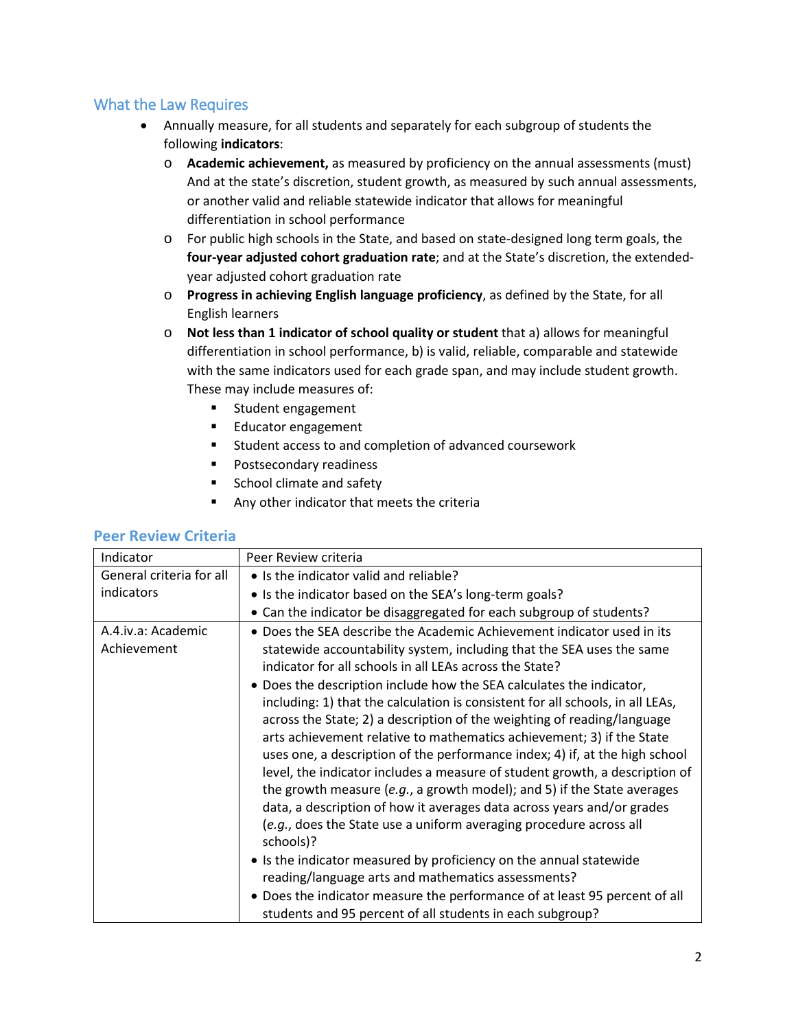## What the Law Requires

- Annually measure, for all students and separately for each subgroup of students the following **indicators**:
  - **Academic achievement,** as measured by proficiency on the annual assessments (must) And at the state's discretion, student growth, as measured by such annual assessments, or another valid and reliable statewide indicator that allows for meaningful differentiation in school performance
  - For public high schools in the State, and based on state-designed long term goals, the **four-year adjusted cohort graduation rate**; and at the State's discretion, the extended-year adjusted cohort graduation rate
  - **Progress in achieving English language proficiency**, as defined by the State, for all English learners
  - **Not less than 1 indicator of school quality or student** that a) allows for meaningful differentiation in school performance, b) is valid, reliable, comparable and statewide with the same indicators used for each grade span, and may include student growth. These may include measures of:
    - Student engagement
    - Educator engagement
    - Student access to and completion of advanced coursework
    - Postsecondary readiness
    - School climate and safety
    - Any other indicator that meets the criteria

## Peer Review Criteria

| Indicator | Peer Review criteria |
| --- | --- |
| General criteria for all indicators | • Is the indicator valid and reliable?<br>• Is the indicator based on the SEA's long-term goals?<br>• Can the indicator be disaggregated for each subgroup of students? |
| A.4.iv.a: Academic Achievement | • Does the SEA describe the Academic Achievement indicator used in its statewide accountability system, including that the SEA uses the same indicator for all schools in all LEAs across the State?<br>• Does the description include how the SEA calculates the indicator, including: 1) that the calculation is consistent for all schools, in all LEAs, across the State; 2) a description of the weighting of reading/language arts achievement relative to mathematics achievement; 3) if the State uses one, a description of the performance index; 4) if, at the high school level, the indicator includes a measure of student growth, a description of the growth measure (*e.g.*, a growth model); and 5) if the State averages data, a description of how it averages data across years and/or grades (*e.g.*, does the State use a uniform averaging procedure across all schools)?<br>• Is the indicator measured by proficiency on the annual statewide reading/language arts and mathematics assessments?<br>• Does the indicator measure the performance of at least 95 percent of all students and 95 percent of all students in each subgroup? |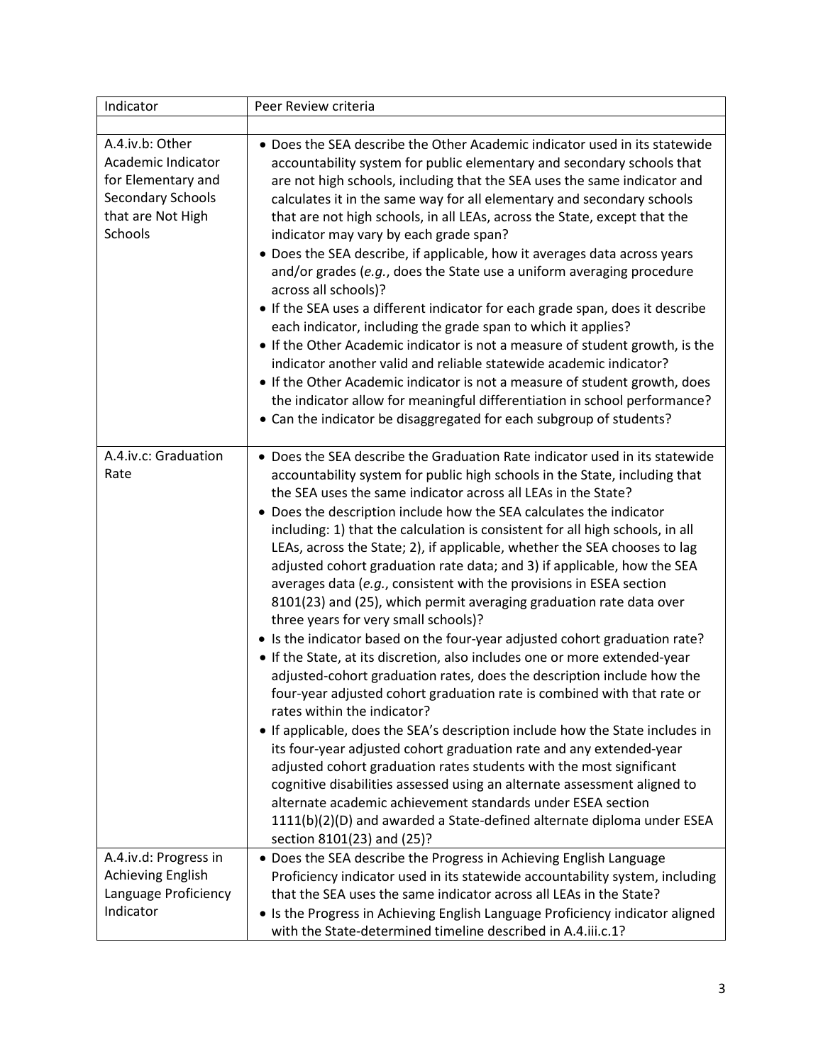| Indicator | Peer Review criteria |
|---|---|
| | |
| A.4.iv.b: Other Academic Indicator for Elementary and Secondary Schools that are Not High Schools | • Does the SEA describe the Other Academic indicator used in its statewide accountability system for public elementary and secondary schools that are not high schools, including that the SEA uses the same indicator and calculates it in the same way for all elementary and secondary schools that are not high schools, in all LEAs, across the State, except that the indicator may vary by each grade span?<br>• Does the SEA describe, if applicable, how it averages data across years and/or grades (*e.g.*, does the State use a uniform averaging procedure across all schools)?<br>• If the SEA uses a different indicator for each grade span, does it describe each indicator, including the grade span to which it applies?<br>• If the Other Academic indicator is not a measure of student growth, is the indicator another valid and reliable statewide academic indicator?<br>• If the Other Academic indicator is not a measure of student growth, does the indicator allow for meaningful differentiation in school performance?<br>• Can the indicator be disaggregated for each subgroup of students? |
| A.4.iv.c: Graduation Rate | • Does the SEA describe the Graduation Rate indicator used in its statewide accountability system for public high schools in the State, including that the SEA uses the same indicator across all LEAs in the State?<br>• Does the description include how the SEA calculates the indicator including: 1) that the calculation is consistent for all high schools, in all LEAs, across the State; 2), if applicable, whether the SEA chooses to lag adjusted cohort graduation rate data; and 3) if applicable, how the SEA averages data (*e.g.*, consistent with the provisions in ESEA section 8101(23) and (25), which permit averaging graduation rate data over three years for very small schools)?<br>• Is the indicator based on the four-year adjusted cohort graduation rate?<br>• If the State, at its discretion, also includes one or more extended-year adjusted-cohort graduation rates, does the description include how the four-year adjusted cohort graduation rate is combined with that rate or rates within the indicator?<br>• If applicable, does the SEA's description include how the State includes in its four-year adjusted cohort graduation rate and any extended-year adjusted cohort graduation rates students with the most significant cognitive disabilities assessed using an alternate assessment aligned to alternate academic achievement standards under ESEA section 1111(b)(2)(D) and awarded a State-defined alternate diploma under ESEA section 8101(23) and (25)? |
| A.4.iv.d: Progress in Achieving English Language Proficiency Indicator | • Does the SEA describe the Progress in Achieving English Language Proficiency indicator used in its statewide accountability system, including that the SEA uses the same indicator across all LEAs in the State?<br>• Is the Progress in Achieving English Language Proficiency indicator aligned with the State-determined timeline described in A.4.iii.c.1? |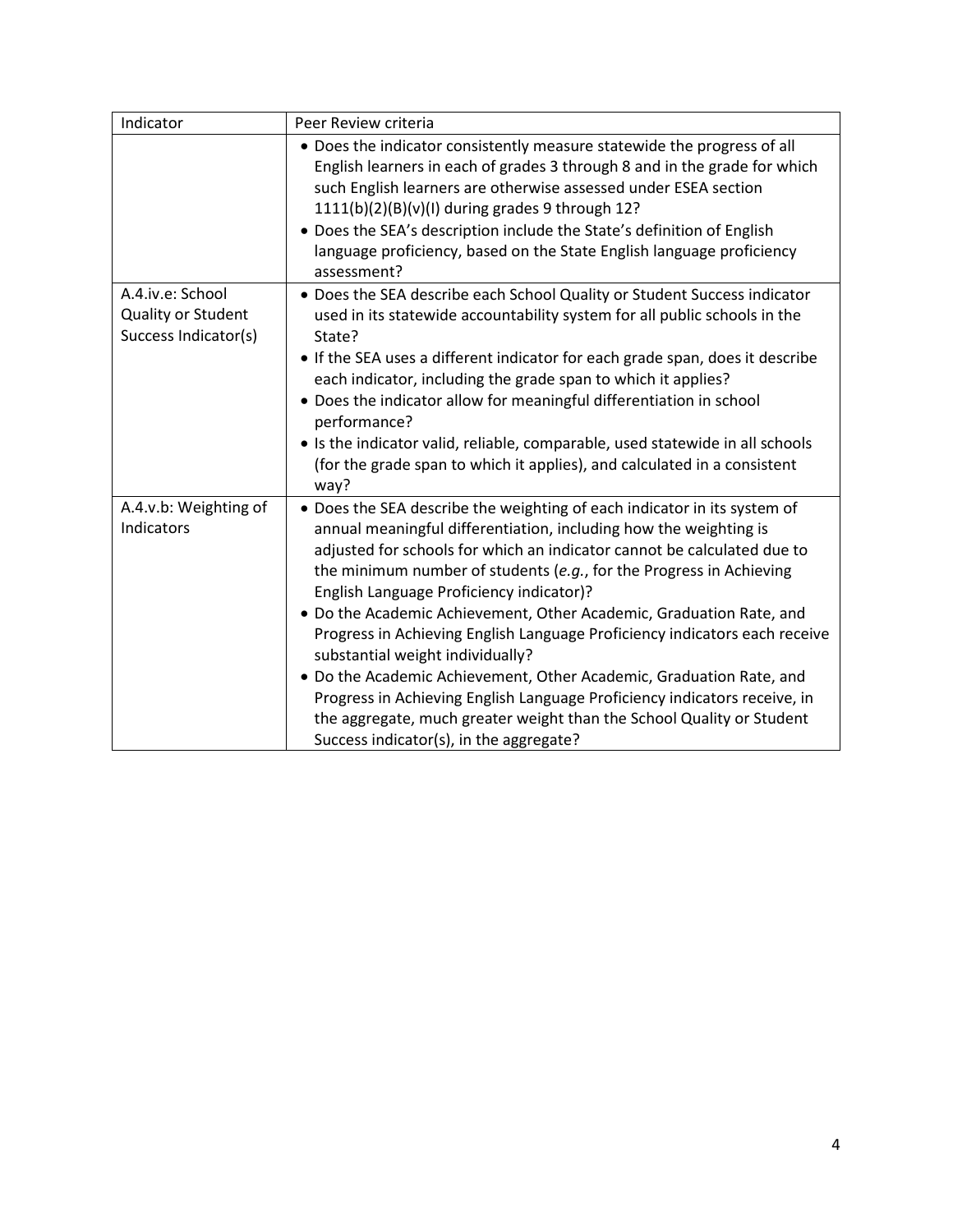| Indicator | Peer Review criteria |
| --- | --- |
|  | • Does the indicator consistently measure statewide the progress of all English learners in each of grades 3 through 8 and in the grade for which such English learners are otherwise assessed under ESEA section 1111(b)(2)(B)(v)(I) during grades 9 through 12?<br>• Does the SEA's description include the State's definition of English language proficiency, based on the State English language proficiency assessment? |
| A.4.iv.e: School Quality or Student Success Indicator(s) | • Does the SEA describe each School Quality or Student Success indicator used in its statewide accountability system for all public schools in the State?<br>• If the SEA uses a different indicator for each grade span, does it describe each indicator, including the grade span to which it applies?<br>• Does the indicator allow for meaningful differentiation in school performance?<br>• Is the indicator valid, reliable, comparable, used statewide in all schools (for the grade span to which it applies), and calculated in a consistent way? |
| A.4.v.b: Weighting of Indicators | • Does the SEA describe the weighting of each indicator in its system of annual meaningful differentiation, including how the weighting is adjusted for schools for which an indicator cannot be calculated due to the minimum number of students (*e.g.*, for the Progress in Achieving English Language Proficiency indicator)?<br>• Do the Academic Achievement, Other Academic, Graduation Rate, and Progress in Achieving English Language Proficiency indicators each receive substantial weight individually?<br>• Do the Academic Achievement, Other Academic, Graduation Rate, and Progress in Achieving English Language Proficiency indicators receive, in the aggregate, much greater weight than the School Quality or Student Success indicator(s), in the aggregate? |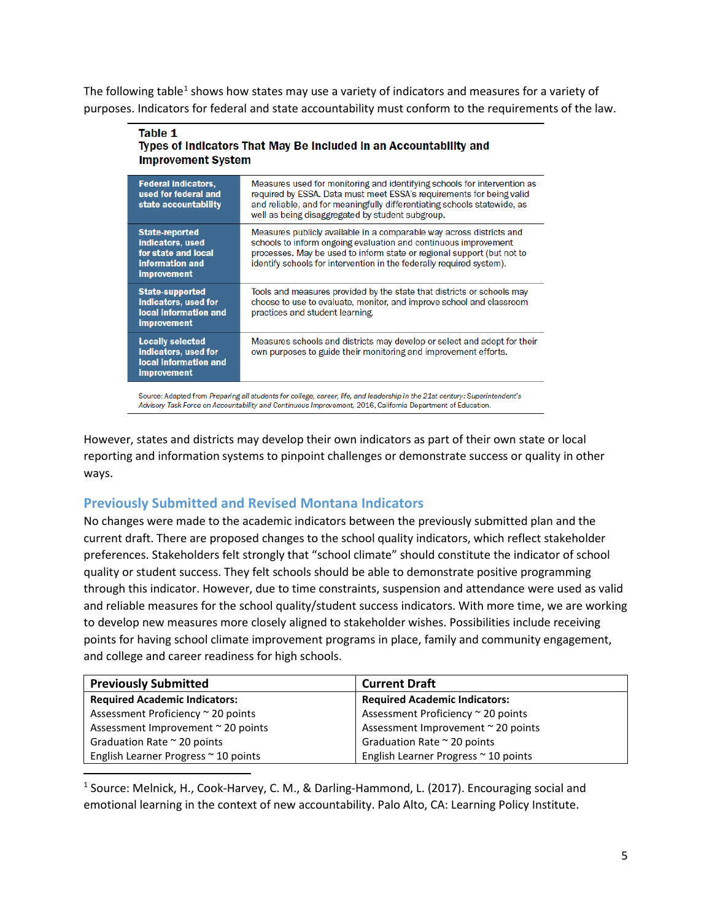The following table[1] shows how states may use a variety of indicators and measures for a variety of purposes. Indicators for federal and state accountability must conform to the requirements of the law.

**Table 1**
**Types of Indicators That May Be Included in an Accountability and Improvement System**

| | |
|---|---|
| **Federal indicators, used for federal and state accountability** | Measures used for monitoring and identifying schools for intervention as required by ESSA. Data must meet ESSA's requirements for being valid and reliable, and for meaningfully differentiating schools statewide, as well as being disaggregated by student subgroup. |
| **State-reported indicators, used for state and local information and improvement** | Measures publicly available in a comparable way across districts and schools to inform ongoing evaluation and continuous improvement processes. May be used to inform state or regional support (but not to identify schools for intervention in the federally required system). |
| **State-supported indicators, used for local information and improvement** | Tools and measures provided by the state that districts or schools may choose to use to evaluate, monitor, and improve school and classroom practices and student learning. |
| **Locally selected indicators, used for local information and improvement** | Measures schools and districts may develop or select and adopt for their own purposes to guide their monitoring and improvement efforts. |

Source: Adapted from *Preparing all students for college, career, life, and leadership in the 21st century: Superintendent's Advisory Task Force on Accountability and Continuous Improvement,* 2016, California Department of Education.

However, states and districts may develop their own indicators as part of their own state or local reporting and information systems to pinpoint challenges or demonstrate success or quality in other ways.

## Previously Submitted and Revised Montana Indicators

No changes were made to the academic indicators between the previously submitted plan and the current draft. There are proposed changes to the school quality indicators, which reflect stakeholder preferences. Stakeholders felt strongly that "school climate" should constitute the indicator of school quality or student success. They felt schools should be able to demonstrate positive programming through this indicator. However, due to time constraints, suspension and attendance were used as valid and reliable measures for the school quality/student success indicators. With more time, we are working to develop new measures more closely aligned to stakeholder wishes. Possibilities include receiving points for having school climate improvement programs in place, family and community engagement, and college and career readiness for high schools.

| Previously Submitted | Current Draft |
|---|---|
| **Required Academic Indicators:**<br>Assessment Proficiency ~ 20 points<br>Assessment Improvement ~ 20 points<br>Graduation Rate ~ 20 points<br>English Learner Progress ~ 10 points | **Required Academic Indicators:**<br>Assessment Proficiency ~ 20 points<br>Assessment Improvement ~ 20 points<br>Graduation Rate ~ 20 points<br>English Learner Progress ~ 10 points |

[1] Source: Melnick, H., Cook-Harvey, C. M., & Darling-Hammond, L. (2017). Encouraging social and emotional learning in the context of new accountability. Palo Alto, CA: Learning Policy Institute.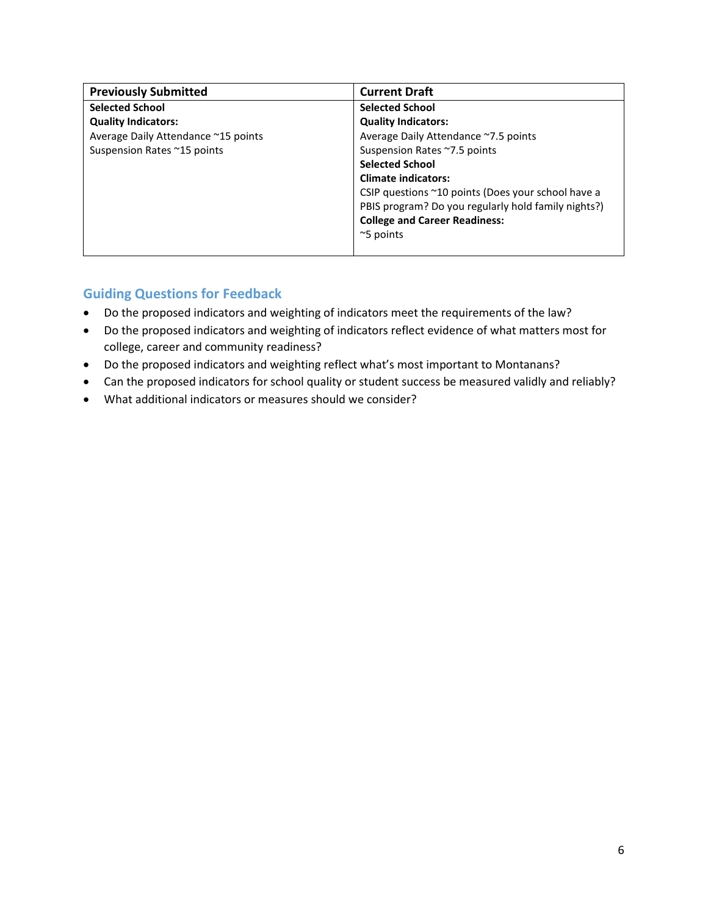| Previously Submitted | Current Draft |
|---|---|
| **Selected School Quality Indicators:**<br>Average Daily Attendance ~15 points<br>Suspension Rates ~15 points | **Selected School Quality Indicators:**<br>Average Daily Attendance ~7.5 points<br>Suspension Rates ~7.5 points<br>**Selected School Climate indicators:**<br>CSIP questions ~10 points (Does your school have a PBIS program? Do you regularly hold family nights?)<br>**College and Career Readiness:**<br>~5 points |

## Guiding Questions for Feedback

- Do the proposed indicators and weighting of indicators meet the requirements of the law?
- Do the proposed indicators and weighting of indicators reflect evidence of what matters most for college, career and community readiness?
- Do the proposed indicators and weighting reflect what's most important to Montanans?
- Can the proposed indicators for school quality or student success be measured validly and reliably?
- What additional indicators or measures should we consider?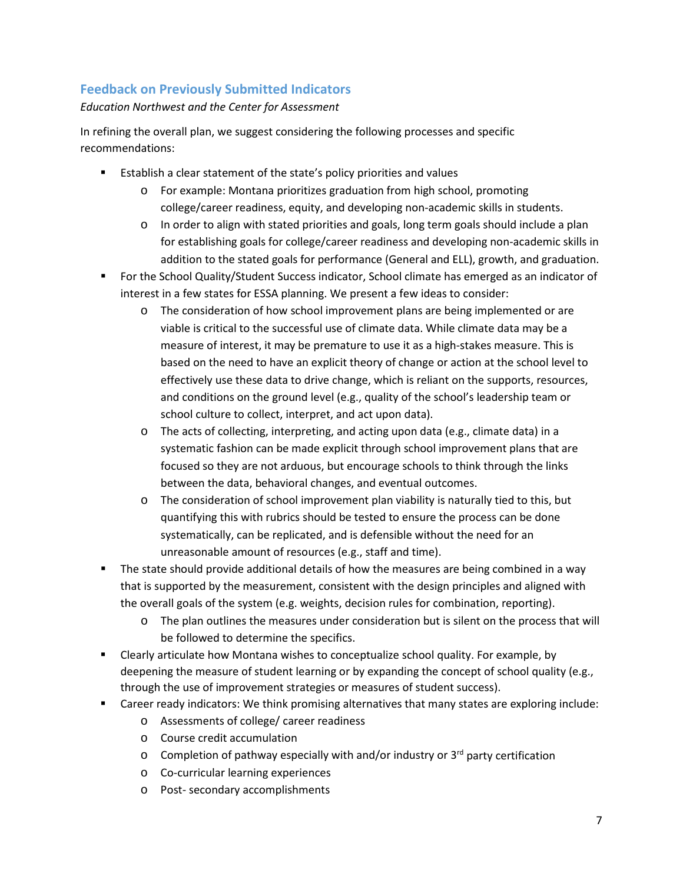## Feedback on Previously Submitted Indicators

*Education Northwest and the Center for Assessment*

In refining the overall plan, we suggest considering the following processes and specific recommendations:

- Establish a clear statement of the state's policy priorities and values
  - For example: Montana prioritizes graduation from high school, promoting college/career readiness, equity, and developing non-academic skills in students.
  - In order to align with stated priorities and goals, long term goals should include a plan for establishing goals for college/career readiness and developing non-academic skills in addition to the stated goals for performance (General and ELL), growth, and graduation.
- For the School Quality/Student Success indicator, School climate has emerged as an indicator of interest in a few states for ESSA planning. We present a few ideas to consider:
  - The consideration of how school improvement plans are being implemented or are viable is critical to the successful use of climate data. While climate data may be a measure of interest, it may be premature to use it as a high-stakes measure. This is based on the need to have an explicit theory of change or action at the school level to effectively use these data to drive change, which is reliant on the supports, resources, and conditions on the ground level (e.g., quality of the school's leadership team or school culture to collect, interpret, and act upon data).
  - The acts of collecting, interpreting, and acting upon data (e.g., climate data) in a systematic fashion can be made explicit through school improvement plans that are focused so they are not arduous, but encourage schools to think through the links between the data, behavioral changes, and eventual outcomes.
  - The consideration of school improvement plan viability is naturally tied to this, but quantifying this with rubrics should be tested to ensure the process can be done systematically, can be replicated, and is defensible without the need for an unreasonable amount of resources (e.g., staff and time).
- The state should provide additional details of how the measures are being combined in a way that is supported by the measurement, consistent with the design principles and aligned with the overall goals of the system (e.g. weights, decision rules for combination, reporting).
  - The plan outlines the measures under consideration but is silent on the process that will be followed to determine the specifics.
- Clearly articulate how Montana wishes to conceptualize school quality. For example, by deepening the measure of student learning or by expanding the concept of school quality (e.g., through the use of improvement strategies or measures of student success).
- Career ready indicators: We think promising alternatives that many states are exploring include:
  - Assessments of college/ career readiness
  - Course credit accumulation
  - Completion of pathway especially with and/or industry or 3rd party certification
  - Co-curricular learning experiences
  - Post- secondary accomplishments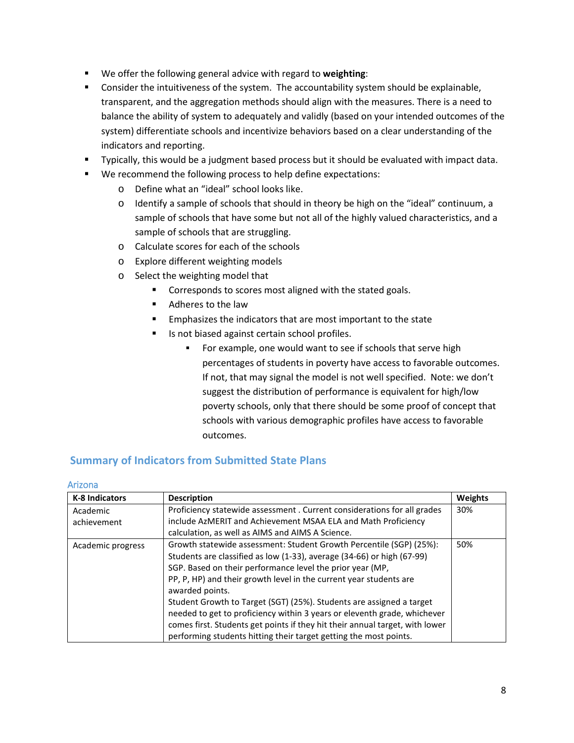- We offer the following general advice with regard to **weighting**:
- Consider the intuitiveness of the system. The accountability system should be explainable, transparent, and the aggregation methods should align with the measures. There is a need to balance the ability of system to adequately and validly (based on your intended outcomes of the system) differentiate schools and incentivize behaviors based on a clear understanding of the indicators and reporting.
- Typically, this would be a judgment based process but it should be evaluated with impact data.
- We recommend the following process to help define expectations:
  - Define what an "ideal" school looks like.
  - Identify a sample of schools that should in theory be high on the "ideal" continuum, a sample of schools that have some but not all of the highly valued characteristics, and a sample of schools that are struggling.
  - Calculate scores for each of the schools
  - Explore different weighting models
  - Select the weighting model that
    - Corresponds to scores most aligned with the stated goals.
    - Adheres to the law
    - Emphasizes the indicators that are most important to the state
    - Is not biased against certain school profiles.
      - For example, one would want to see if schools that serve high percentages of students in poverty have access to favorable outcomes. If not, that may signal the model is not well specified. Note: we don't suggest the distribution of performance is equivalent for high/low poverty schools, only that there should be some proof of concept that schools with various demographic profiles have access to favorable outcomes.

## Summary of Indicators from Submitted State Plans

### Arizona

| K-8 Indicators | Description | Weights |
|---|---|---|
| Academic achievement | Proficiency statewide assessment . Current considerations for all grades include AzMERIT and Achievement MSAA ELA and Math Proficiency calculation, as well as AIMS and AIMS A Science. | 30% |
| Academic progress | Growth statewide assessment: Student Growth Percentile (SGP) (25%): Students are classified as low (1-33), average (34-66) or high (67-99) SGP. Based on their performance level the prior year (MP, PP, P, HP) and their growth level in the current year students are awarded points.<br>Student Growth to Target (SGT) (25%). Students are assigned a target needed to get to proficiency within 3 years or eleventh grade, whichever comes first. Students get points if they hit their annual target, with lower performing students hitting their target getting the most points. | 50% |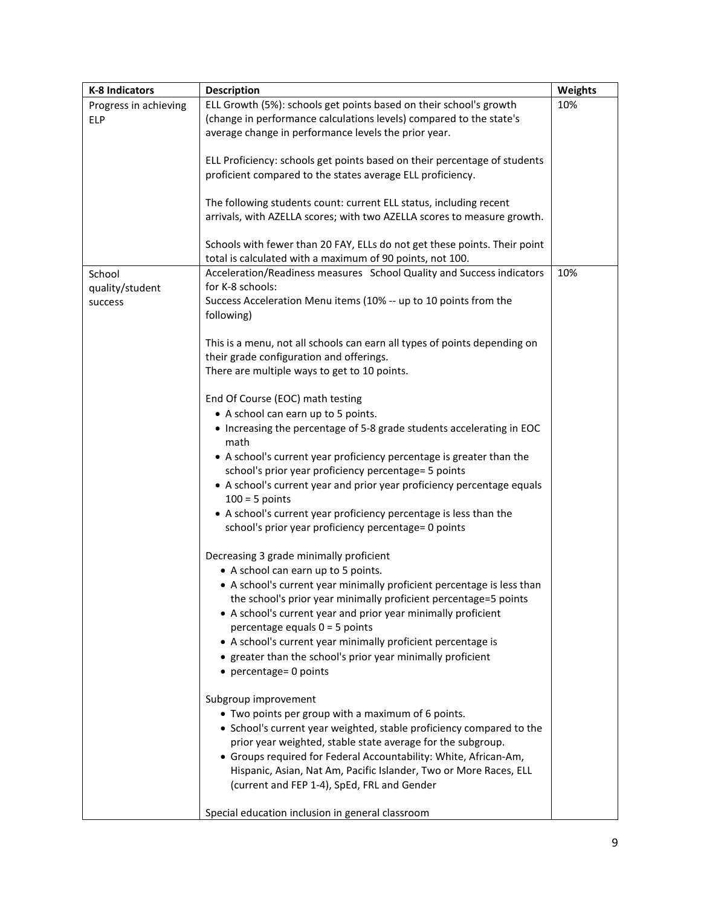| K-8 Indicators | Description | Weights |
|---|---|---|
| Progress in achieving ELP | ELL Growth (5%): schools get points based on their school's growth (change in performance calculations levels) compared to the state's average change in performance levels the prior year.<br><br>ELL Proficiency: schools get points based on their percentage of students proficient compared to the states average ELL proficiency.<br><br>The following students count: current ELL status, including recent arrivals, with AZELLA scores; with two AZELLA scores to measure growth.<br><br>Schools with fewer than 20 FAY, ELLs do not get these points. Their point total is calculated with a maximum of 90 points, not 100. | 10% |
| School quality/student success | Acceleration/Readiness measures School Quality and Success indicators for K-8 schools:<br>Success Acceleration Menu items (10% -- up to 10 points from the following)<br><br>This is a menu, not all schools can earn all types of points depending on their grade configuration and offerings.<br>There are multiple ways to get to 10 points.<br><br>End Of Course (EOC) math testing<br>• A school can earn up to 5 points.<br>• Increasing the percentage of 5-8 grade students accelerating in EOC math<br>• A school's current year proficiency percentage is greater than the school's prior year proficiency percentage= 5 points<br>• A school's current year and prior year proficiency percentage equals 100 = 5 points<br>• A school's current year proficiency percentage is less than the school's prior year proficiency percentage= 0 points<br><br>Decreasing 3 grade minimally proficient<br>• A school can earn up to 5 points.<br>• A school's current year minimally proficient percentage is less than the school's prior year minimally proficient percentage=5 points<br>• A school's current year and prior year minimally proficient percentage equals 0 = 5 points<br>• A school's current year minimally proficient percentage is<br>• greater than the school's prior year minimally proficient<br>• percentage= 0 points<br><br>Subgroup improvement<br>• Two points per group with a maximum of 6 points.<br>• School's current year weighted, stable proficiency compared to the prior year weighted, stable state average for the subgroup.<br>• Groups required for Federal Accountability: White, African-Am, Hispanic, Asian, Nat Am, Pacific Islander, Two or More Races, ELL (current and FEP 1-4), SpEd, FRL and Gender<br><br>Special education inclusion in general classroom | 10% |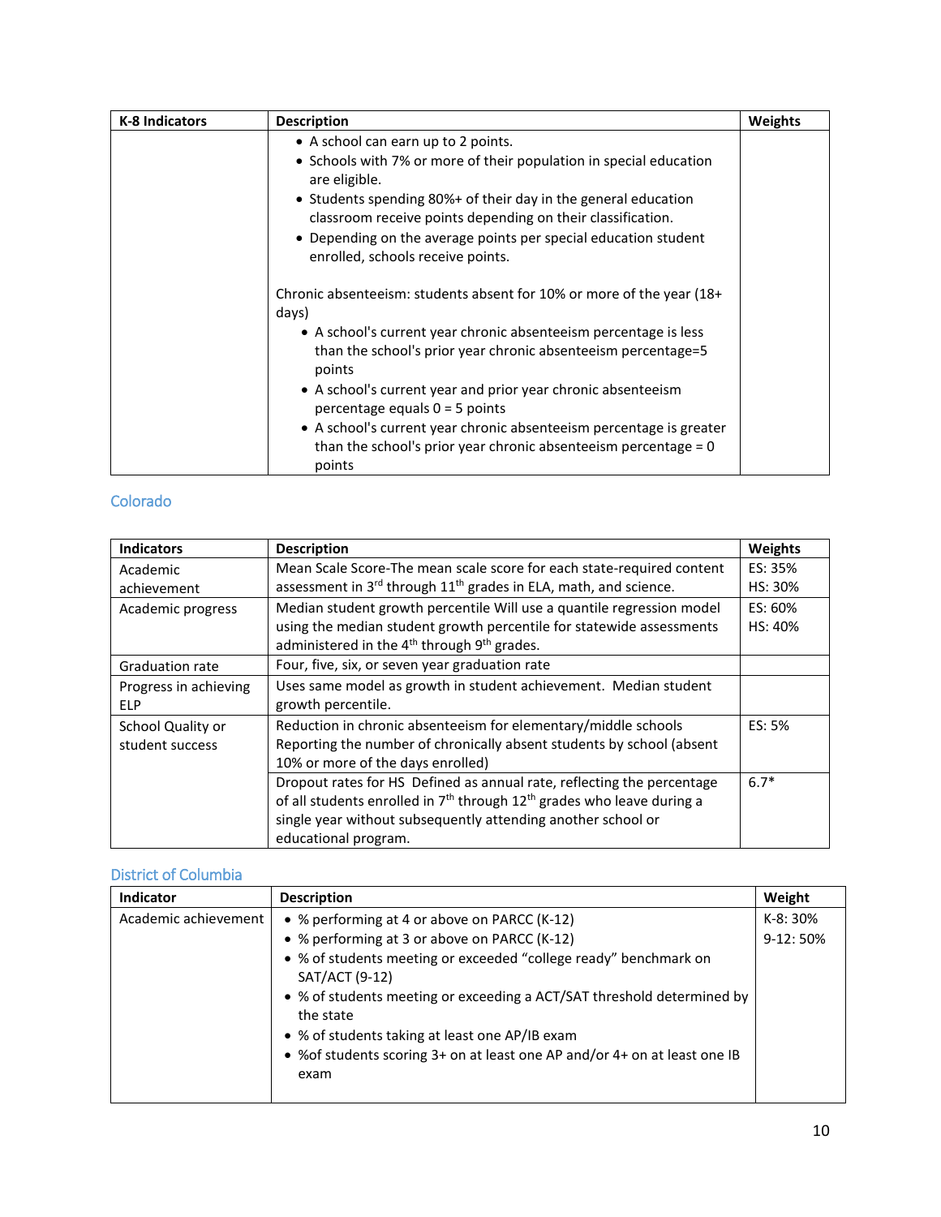| K-8 Indicators | Description | Weights |
|---|---|---|
| | • A school can earn up to 2 points.<br>• Schools with 7% or more of their population in special education are eligible.<br>• Students spending 80%+ of their day in the general education classroom receive points depending on their classification.<br>• Depending on the average points per special education student enrolled, schools receive points.<br><br>Chronic absenteeism: students absent for 10% or more of the year (18+ days)<br>• A school's current year chronic absenteeism percentage is less than the school's prior year chronic absenteeism percentage=5 points<br>• A school's current year and prior year chronic absenteeism percentage equals 0 = 5 points<br>• A school's current year chronic absenteeism percentage is greater than the school's prior year chronic absenteeism percentage = 0 points | |

## Colorado

| Indicators | Description | Weights |
|---|---|---|
| Academic achievement | Mean Scale Score-The mean scale score for each state-required content assessment in 3rd through 11th grades in ELA, math, and science. | ES: 35%<br>HS: 30% |
| Academic progress | Median student growth percentile Will use a quantile regression model using the median student growth percentile for statewide assessments administered in the 4th through 9th grades. | ES: 60%<br>HS: 40% |
| Graduation rate | Four, five, six, or seven year graduation rate | |
| Progress in achieving ELP | Uses same model as growth in student achievement. Median student growth percentile. | |
| School Quality or student success | Reduction in chronic absenteeism for elementary/middle schools Reporting the number of chronically absent students by school (absent 10% or more of the days enrolled) | ES: 5% |
| | Dropout rates for HS Defined as annual rate, reflecting the percentage of all students enrolled in 7th through 12th grades who leave during a single year without subsequently attending another school or educational program. | 6.7* |

## District of Columbia

| Indicator | Description | Weight |
|---|---|---|
| Academic achievement | • % performing at 4 or above on PARCC (K-12)<br>• % performing at 3 or above on PARCC (K-12)<br>• % of students meeting or exceeded "college ready" benchmark on SAT/ACT (9-12)<br>• % of students meeting or exceeding a ACT/SAT threshold determined by the state<br>• % of students taking at least one AP/IB exam<br>• %of students scoring 3+ on at least one AP and/or 4+ on at least one IB exam | K-8: 30%<br>9-12: 50% |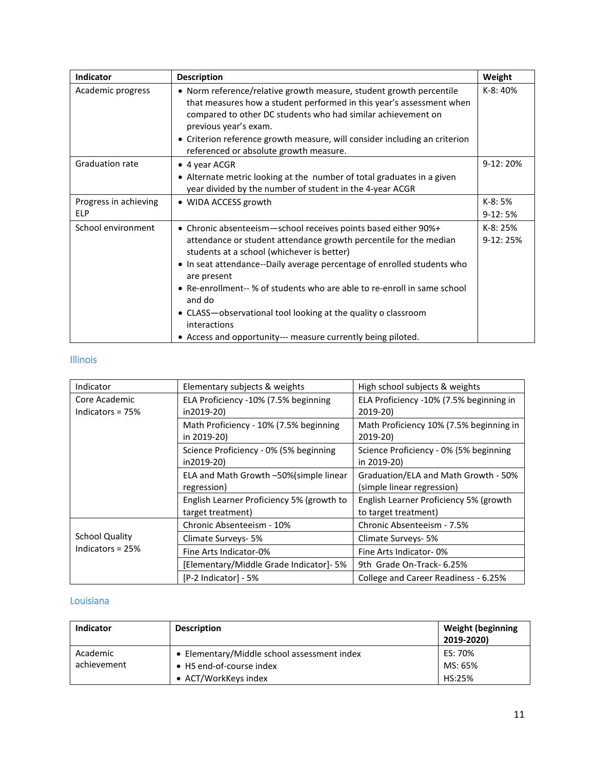| Indicator | Description | Weight |
|---|---|---|
| Academic progress | • Norm reference/relative growth measure, student growth percentile that measures how a student performed in this year's assessment when compared to other DC students who had similar achievement on previous year's exam.<br>• Criterion reference growth measure, will consider including an criterion referenced or absolute growth measure. | K-8: 40% |
| Graduation rate | • 4 year ACGR<br>• Alternate metric looking at the number of total graduates in a given year divided by the number of student in the 4-year ACGR | 9-12: 20% |
| Progress in achieving ELP | • WIDA ACCESS growth | K-8: 5%<br>9-12: 5% |
| School environment | • Chronic absenteeism—school receives points based either 90%+ attendance or student attendance growth percentile for the median students at a school (whichever is better)<br>• In seat attendance--Daily average percentage of enrolled students who are present<br>• Re-enrollment-- % of students who are able to re-enroll in same school and do<br>• CLASS—observational tool looking at the quality o classroom interactions<br>• Access and opportunity--- measure currently being piloted. | K-8: 25%<br>9-12: 25% |

## Illinois

| Indicator | Elementary subjects & weights | High school subjects & weights |
|---|---|---|
| Core Academic Indicators = 75% | ELA Proficiency -10% (7.5% beginning in2019-20) | ELA Proficiency -10% (7.5% beginning in 2019-20) |
| | Math Proficiency - 10% (7.5% beginning in 2019-20) | Math Proficiency 10% (7.5% beginning in 2019-20) |
| | Science Proficiency - 0% (5% beginning in2019-20) | Science Proficiency - 0% {5% beginning in 2019-20) |
| | ELA and Math Growth –50%(simple linear regression) | Graduation/ELA and Math Growth - 50% (simple linear regression) |
| | English Learner Proficiency 5% (growth to target treatment) | English Learner Proficiency 5% (growth to target treatment) |
| School Quality Indicators = 25% | Chronic Absenteeism - 10% | Chronic Absenteeism - 7.5% |
| | Climate Surveys- 5% | Climate Surveys- 5% |
| | Fine Arts Indicator-0% | Fine Arts Indicator- 0% |
| | [Elementary/Middle Grade Indicator]- 5% | 9th Grade On-Track- 6.25% |
| | [P-2 Indicator] - 5% | College and Career Readiness - 6.25% |

## Louisiana

| Indicator | Description | Weight (beginning 2019-2020) |
|---|---|---|
| Academic achievement | • Elementary/Middle school assessment index<br>• HS end-of-course index<br>• ACT/WorkKeys index | ES: 70%<br>MS: 65%<br>HS:25% |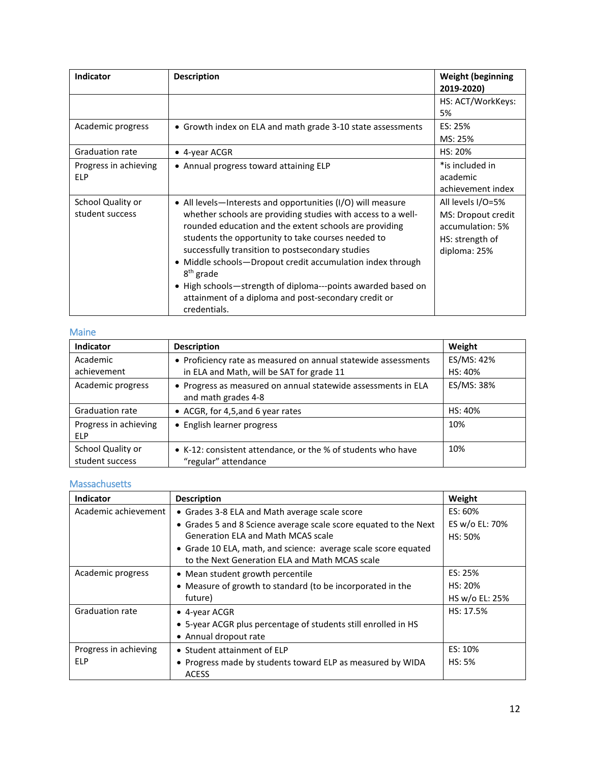| Indicator | Description | Weight (beginning 2019-2020) |
|---|---|---|
| | | HS: ACT/WorkKeys: 5% |
| Academic progress | • Growth index on ELA and math grade 3-10 state assessments | ES: 25%<br>MS: 25% |
| Graduation rate | • 4-year ACGR | HS: 20% |
| Progress in achieving ELP | • Annual progress toward attaining ELP | *is included in academic achievement index |
| School Quality or student success | • All levels—Interests and opportunities (I/O) will measure whether schools are providing studies with access to a well-rounded education and the extent schools are providing students the opportunity to take courses needed to successfully transition to postsecondary studies<br>• Middle schools—Dropout credit accumulation index through 8th grade<br>• High schools—strength of diploma---points awarded based on attainment of a diploma and post-secondary credit or credentials. | All levels I/O=5%<br>MS: Dropout credit accumulation: 5%<br>HS: strength of diploma: 25% |

## Maine

| Indicator | Description | Weight |
|---|---|---|
| Academic achievement | • Proficiency rate as measured on annual statewide assessments in ELA and Math, will be SAT for grade 11 | ES/MS: 42%<br>HS: 40% |
| Academic progress | • Progress as measured on annual statewide assessments in ELA and math grades 4-8 | ES/MS: 38% |
| Graduation rate | • ACGR, for 4,5,and 6 year rates | HS: 40% |
| Progress in achieving ELP | • English learner progress | 10% |
| School Quality or student success | • K-12: consistent attendance, or the % of students who have "regular" attendance | 10% |

## Massachusetts

| Indicator | Description | Weight |
|---|---|---|
| Academic achievement | • Grades 3-8 ELA and Math average scale score<br>• Grades 5 and 8 Science average scale score equated to the Next Generation ELA and Math MCAS scale<br>• Grade 10 ELA, math, and science: average scale score equated to the Next Generation ELA and Math MCAS scale | ES: 60%<br>ES w/o EL: 70%<br>HS: 50% |
| Academic progress | • Mean student growth percentile<br>• Measure of growth to standard (to be incorporated in the future) | ES: 25%<br>HS: 20%<br>HS w/o EL: 25% |
| Graduation rate | • 4-year ACGR<br>• 5-year ACGR plus percentage of students still enrolled in HS<br>• Annual dropout rate | HS: 17.5% |
| Progress in achieving ELP | • Student attainment of ELP<br>• Progress made by students toward ELP as measured by WIDA ACESS | ES: 10%<br>HS: 5% |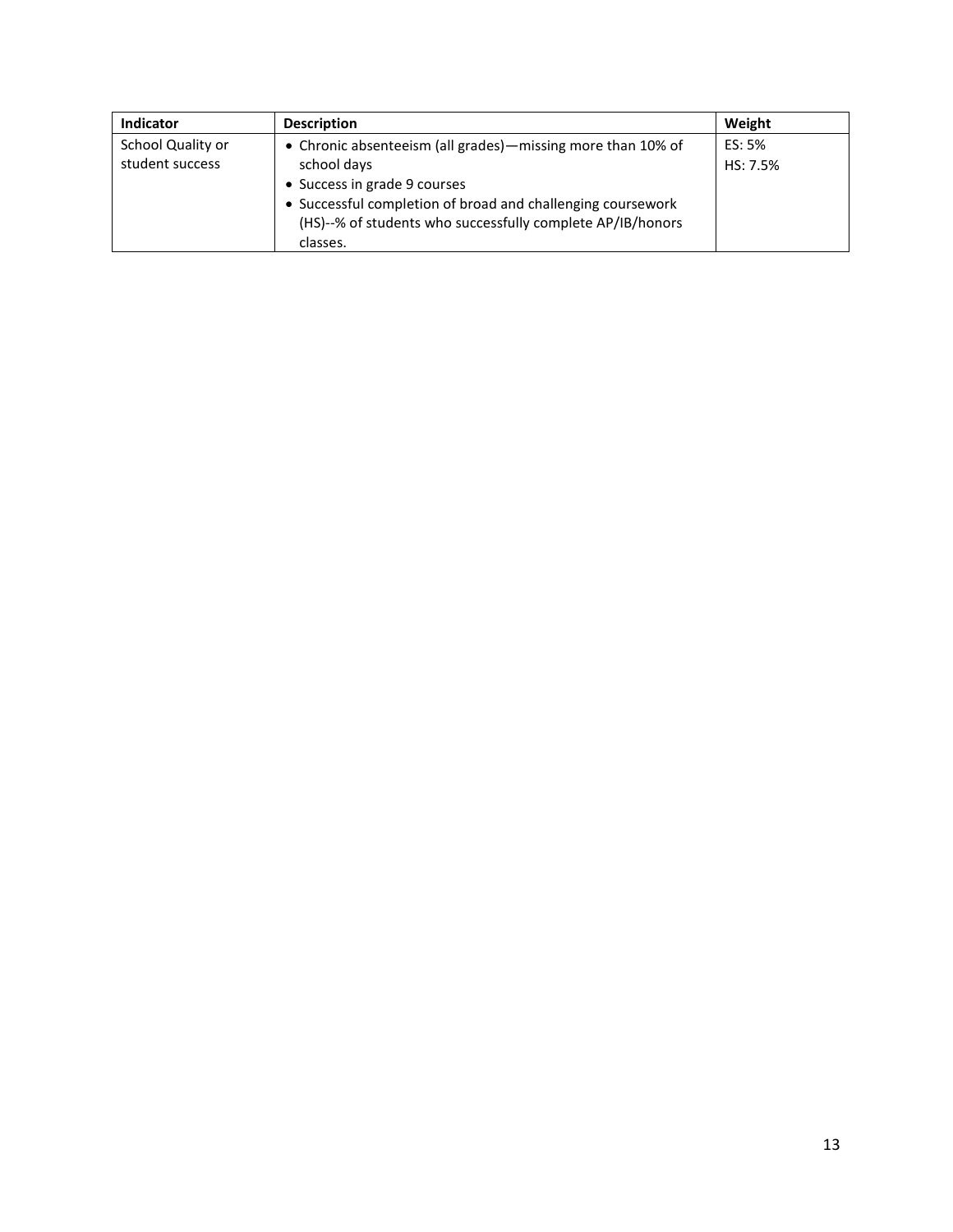| Indicator | Description | Weight |
|---|---|---|
| School Quality or student success | • Chronic absenteeism (all grades)—missing more than 10% of school days<br>• Success in grade 9 courses<br>• Successful completion of broad and challenging coursework (HS)--% of students who successfully complete AP/IB/honors classes. | ES: 5%<br>HS: 7.5% |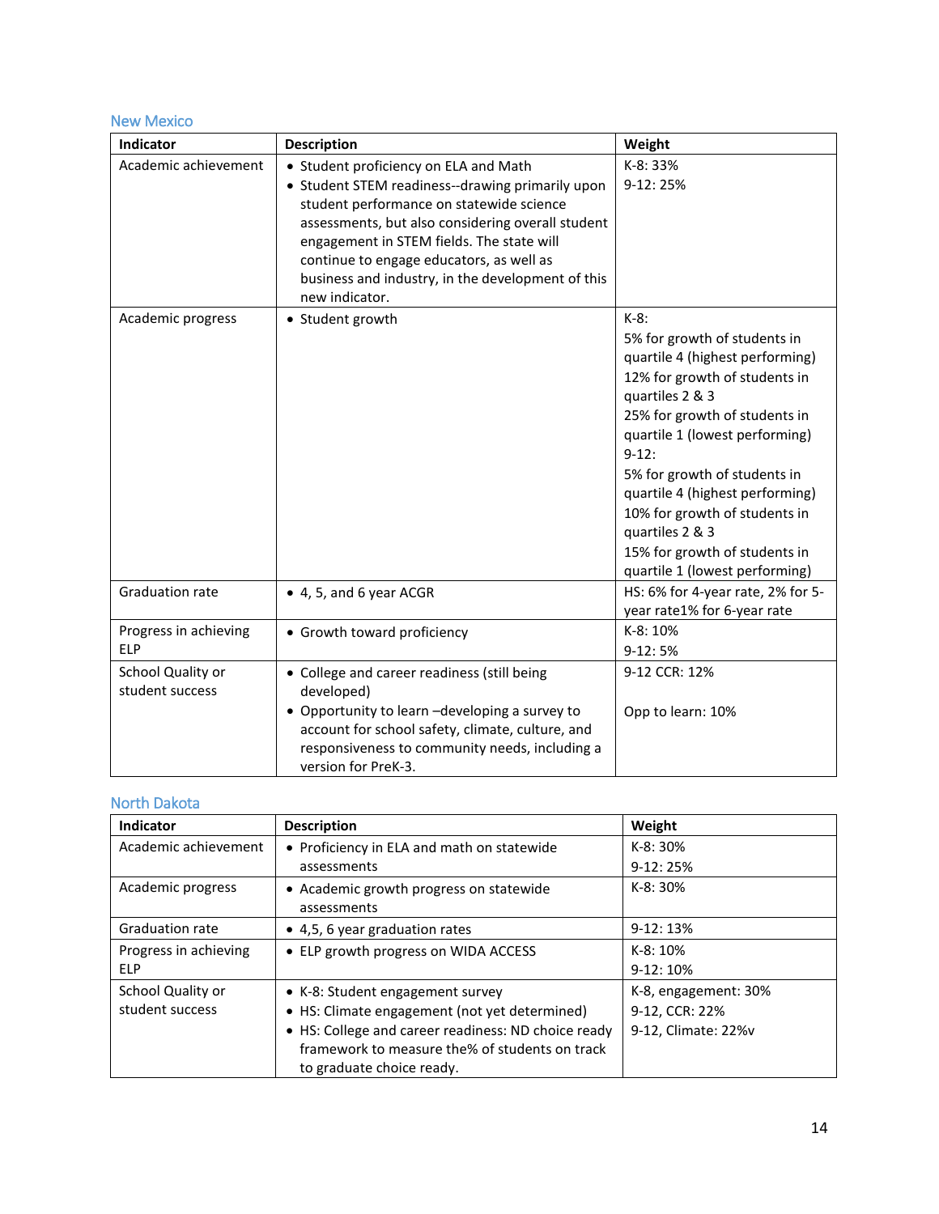## New Mexico

| Indicator | Description | Weight |
| --- | --- | --- |
| Academic achievement | • Student proficiency on ELA and Math<br>• Student STEM readiness--drawing primarily upon student performance on statewide science assessments, but also considering overall student engagement in STEM fields. The state will continue to engage educators, as well as business and industry, in the development of this new indicator. | K-8: 33%<br>9-12: 25% |
| Academic progress | • Student growth | K-8:<br>5% for growth of students in quartile 4 (highest performing)<br>12% for growth of students in quartiles 2 & 3<br>25% for growth of students in quartile 1 (lowest performing)<br>9-12:<br>5% for growth of students in quartile 4 (highest performing)<br>10% for growth of students in quartiles 2 & 3<br>15% for growth of students in quartile 1 (lowest performing) |
| Graduation rate | • 4, 5, and 6 year ACGR | HS: 6% for 4-year rate, 2% for 5-year rate1% for 6-year rate |
| Progress in achieving ELP | • Growth toward proficiency | K-8: 10%<br>9-12: 5% |
| School Quality or student success | • College and career readiness (still being developed)<br>• Opportunity to learn –developing a survey to account for school safety, climate, culture, and responsiveness to community needs, including a version for PreK-3. | 9-12 CCR: 12%<br><br>Opp to learn: 10% |

## North Dakota

| Indicator | Description | Weight |
| --- | --- | --- |
| Academic achievement | • Proficiency in ELA and math on statewide assessments | K-8: 30%<br>9-12: 25% |
| Academic progress | • Academic growth progress on statewide assessments | K-8: 30% |
| Graduation rate | • 4,5, 6 year graduation rates | 9-12: 13% |
| Progress in achieving ELP | • ELP growth progress on WIDA ACCESS | K-8: 10%<br>9-12: 10% |
| School Quality or student success | • K-8: Student engagement survey<br>• HS: Climate engagement (not yet determined)<br>• HS: College and career readiness: ND choice ready framework to measure the% of students on track to graduate choice ready. | K-8, engagement: 30%<br>9-12, CCR: 22%<br>9-12, Climate: 22%v |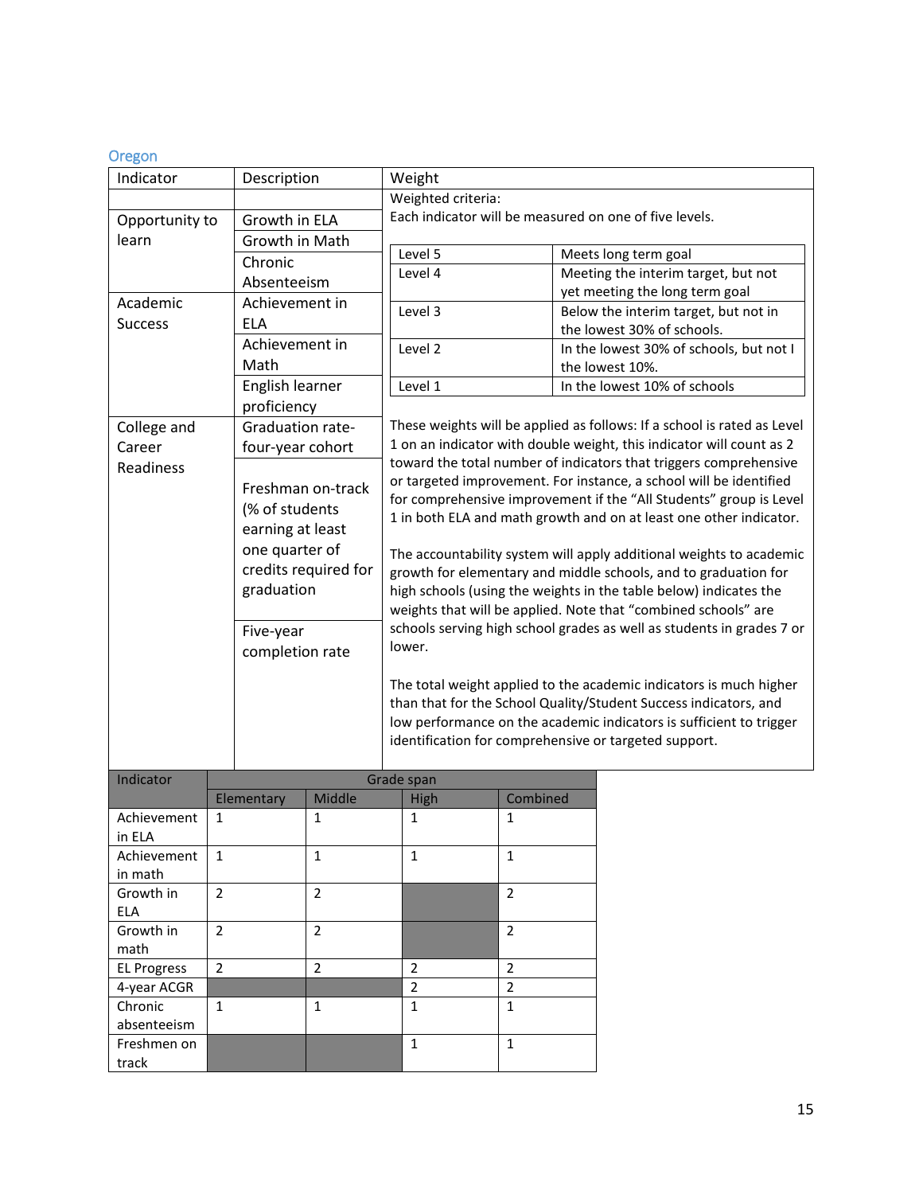## Oregon

| Indicator | Description | Weight |
| --- | --- | --- |
| Opportunity to learn | Growth in ELA<br>Growth in Math<br>Chronic Absenteeism | Weighted criteria:<br>Each indicator will be measured on one of five levels.<br><br>Level 5 – Meets long term goal<br>Level 4 – Meeting the interim target, but not yet meeting the long term goal<br>Level 3 – Below the interim target, but not in the lowest 30% of schools.<br>Level 2 – In the lowest 30% of schools, but not I the lowest 10%.<br>Level 1 – In the lowest 10% of schools |
| Academic Success | Achievement in ELA<br>Achievement in Math<br>English learner proficiency | |
| College and Career Readiness | Graduation rate-four-year cohort<br>Freshman on-track (% of students earning at least one quarter of credits required for graduation<br>Five-year completion rate | These weights will be applied as follows: If a school is rated as Level 1 on an indicator with double weight, this indicator will count as 2 toward the total number of indicators that triggers comprehensive or targeted improvement. For instance, a school will be identified for comprehensive improvement if the "All Students" group is Level 1 in both ELA and math growth and on at least one other indicator.<br><br>The accountability system will apply additional weights to academic growth for elementary and middle schools, and to graduation for high schools (using the weights in the table below) indicates the weights that will be applied. Note that "combined schools" are schools serving high school grades as well as students in grades 7 or lower.<br><br>The total weight applied to the academic indicators is much higher than that for the School Quality/Student Success indicators, and low performance on the academic indicators is sufficient to trigger identification for comprehensive or targeted support. |

| Level | Description |
| --- | --- |
| Level 5 | Meets long term goal |
| Level 4 | Meeting the interim target, but not yet meeting the long term goal |
| Level 3 | Below the interim target, but not in the lowest 30% of schools. |
| Level 2 | In the lowest 30% of schools, but not I the lowest 10%. |
| Level 1 | In the lowest 10% of schools |

| Indicator | Grade span | | | |
| --- | --- | --- | --- | --- |
| | Elementary | Middle | High | Combined |
| Achievement in ELA | 1 | 1 | 1 | 1 |
| Achievement in math | 1 | 1 | 1 | 1 |
| Growth in ELA | 2 | 2 | | 2 |
| Growth in math | 2 | 2 | | 2 |
| EL Progress | 2 | 2 | 2 | 2 |
| 4-year ACGR | | | 2 | 2 |
| Chronic absenteeism | 1 | 1 | 1 | 1 |
| Freshmen on track | | | 1 | 1 |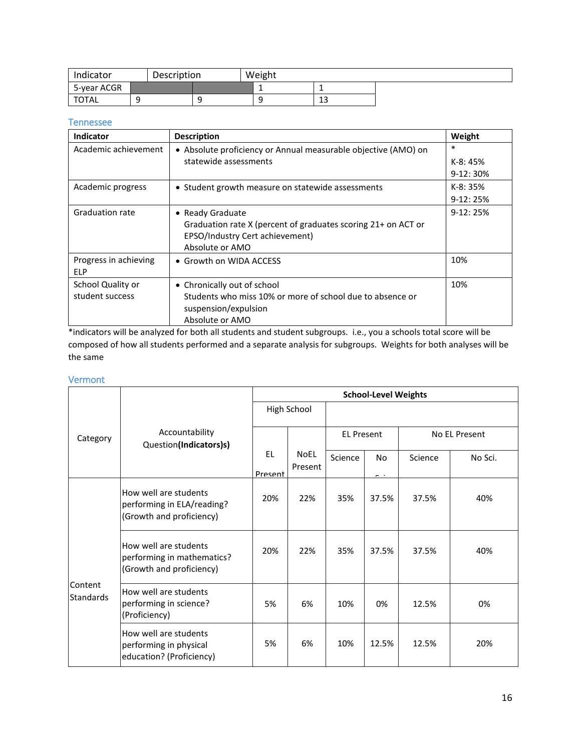| Indicator | Description | Weight | | |
|---|---|---|---|---|
| 5-year ACGR | | | 1 | 1 |
| TOTAL | 9 | 9 | 9 | 13 |

### Tennessee

| Indicator | Description | Weight |
|---|---|---|
| Academic achievement | • Absolute proficiency or Annual measurable objective (AMO) on statewide assessments | *<br>K-8: 45%<br>9-12: 30% |
| Academic progress | • Student growth measure on statewide assessments | K-8: 35%<br>9-12: 25% |
| Graduation rate | • Ready Graduate<br>Graduation rate X (percent of graduates scoring 21+ on ACT or EPSO/Industry Cert achievement)<br>Absolute or AMO | 9-12: 25% |
| Progress in achieving ELP | • Growth on WIDA ACCESS | 10% |
| School Quality or student success | • Chronically out of school<br>Students who miss 10% or more of school due to absence or suspension/expulsion<br>Absolute or AMO | 10% |

*indicators will be analyzed for both all students and student subgroups. i.e., you a schools total score will be composed of how all students performed and a separate analysis for subgroups. Weights for both analyses will be the same

### Vermont

| Category | Accountability Question(**Indicators)s)** | School-Level Weights | | | | | |
|---|---|---|---|---|---|---|---|
| | | High School | | | | | |
| | | EL Present | NoEL Present | EL Present | | No EL Present | |
| | | | | Science | No Sci. | Science | No Sci. |
| Content Standards | How well are students performing in ELA/reading? (Growth and proficiency) | 20% | 22% | 35% | 37.5% | 37.5% | 40% |
| | How well are students performing in mathematics? (Growth and proficiency) | 20% | 22% | 35% | 37.5% | 37.5% | 40% |
| | How well are students performing in science? (Proficiency) | 5% | 6% | 10% | 0% | 12.5% | 0% |
| | How well are students performing in physical education? (Proficiency) | 5% | 6% | 10% | 12.5% | 12.5% | 20% |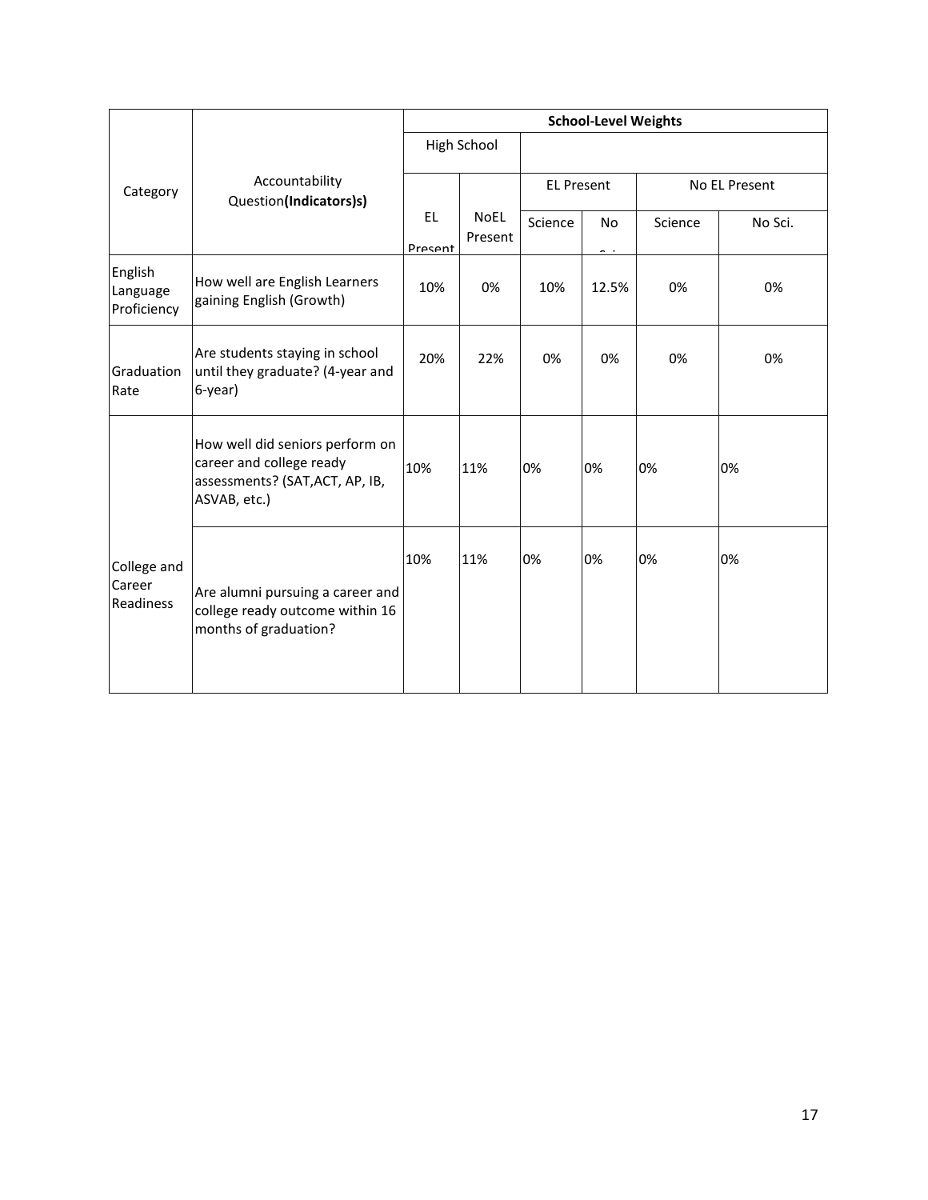| Category | Accountability Question**(Indicators)s)** | School-Level Weights | | | | | |
|---|---|---|---|---|---|---|---|
| | | High School | | | | | |
| | | | | EL Present | | No EL Present | |
| | | EL Present | NoEL Present | Science | No Sci. | Science | No Sci. |
| English Language Proficiency | How well are English Learners gaining English (Growth) | 10% | 0% | 10% | 12.5% | 0% | 0% |
| Graduation Rate | Are students staying in school until they graduate? (4-year and 6-year) | 20% | 22% | 0% | 0% | 0% | 0% |
| College and Career Readiness | How well did seniors perform on career and college ready assessments? (SAT,ACT, AP, IB, ASVAB, etc.) | 10% | 11% | 0% | 0% | 0% | 0% |
| | Are alumni pursuing a career and college ready outcome within 16 months of graduation? | 10% | 11% | 0% | 0% | 0% | 0% |